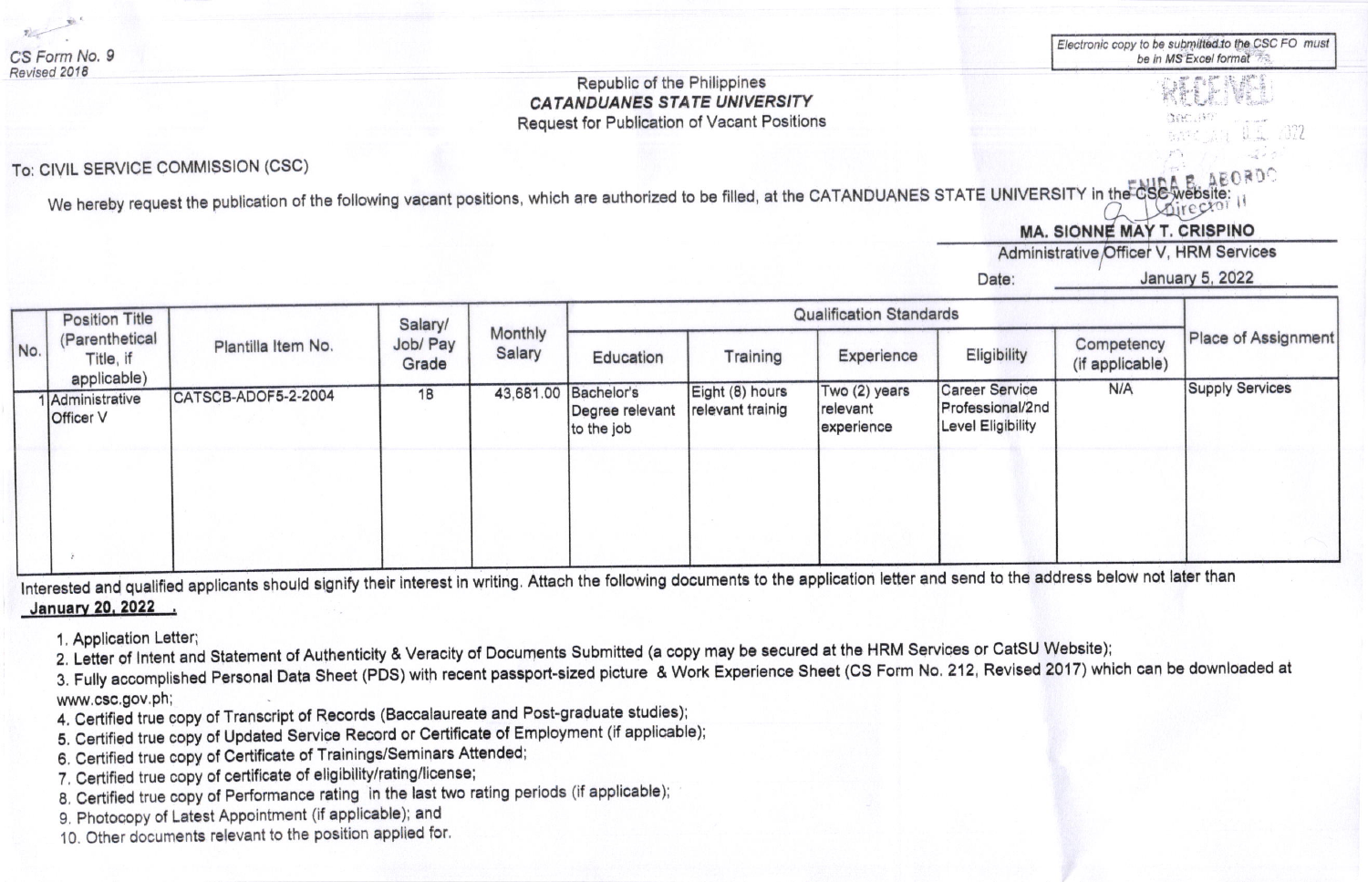CS Form No. 9
Revised 2018

Electronic copy to be submitted to the CSC FO must be in MS Excel format

Republic of the Philippines
***CATANDUANES STATE UNIVERSITY***
Request for Publication of Vacant Positions

RECEIVED

To: CIVIL SERVICE COMMISSION (CSC)

We hereby request the publication of the following vacant positions, which are authorized to be filled, at the CATANDUANES STATE UNIVERSITY in the CSC website:

**MA. SIONNE MAY T. CRISPINO**
Administrative Officer V, HRM Services

Date: January 5, 2022

| No. | Position Title (Parenthetical Title, if applicable) | Plantilla Item No. | Salary/ Job/ Pay Grade | Monthly Salary | Qualification Standards | | | | | Place of Assignment |
|---|---|---|---|---|---|---|---|---|---|---|
| | | | | | Education | Training | Experience | Eligibility | Competency (if applicable) | |
| 1 | Administrative Officer V | CATSCB-ADOF5-2-2004 | 18 | 43,681.00 | Bachelor's Degree relevant to the job | Eight (8) hours relevant trainig | Two (2) years relevant experience | Career Service Professional/2nd Level Eligibility | N/A | Supply Services |

Interested and qualified applicants should signify their interest in writing. Attach the following documents to the application letter and send to the address below not later than **January 20, 2022** .

1. Application Letter;
2. Letter of Intent and Statement of Authenticity & Veracity of Documents Submitted (a copy may be secured at the HRM Services or CatSU Website);
3. Fully accomplished Personal Data Sheet (PDS) with recent passport-sized picture & Work Experience Sheet (CS Form No. 212, Revised 2017) which can be downloaded at www.csc.gov.ph;
4. Certified true copy of Transcript of Records (Baccalaureate and Post-graduate studies);
5. Certified true copy of Updated Service Record or Certificate of Employment (if applicable);
6. Certified true copy of Certificate of Trainings/Seminars Attended;
7. Certified true copy of certificate of eligibility/rating/license;
8. Certified true copy of Performance rating in the last two rating periods (if applicable);
9. Photocopy of Latest Appointment (if applicable); and
10. Other documents relevant to the position applied for.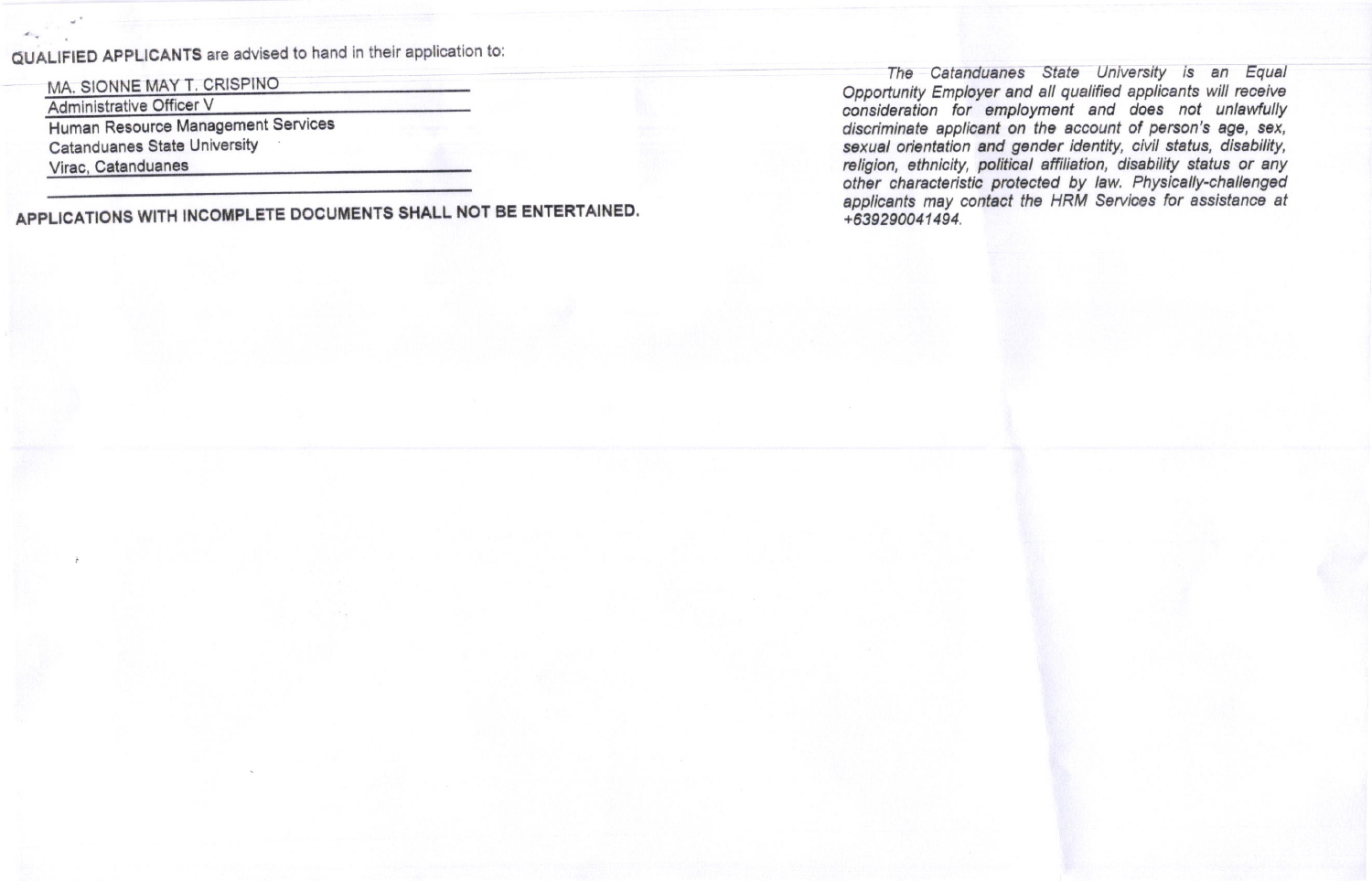**QUALIFIED APPLICANTS** are advised to hand in their application to:

MA. SIONNE MAY T. CRISPINO
Administrative Officer V
Human Resource Management Services
Catanduanes State University
Virac, Catanduanes

**APPLICATIONS WITH INCOMPLETE DOCUMENTS SHALL NOT BE ENTERTAINED.**

*The Catanduanes State University is an Equal Opportunity Employer and all qualified applicants will receive consideration for employment and does not unlawfully discriminate applicant on the account of person's age, sex, sexual orientation and gender identity, civil status, disability, religion, ethnicity, political affiliation, disability status or any other characteristic protected by law. Physically-challenged applicants may contact the HRM Services for assistance at +639290041494.*